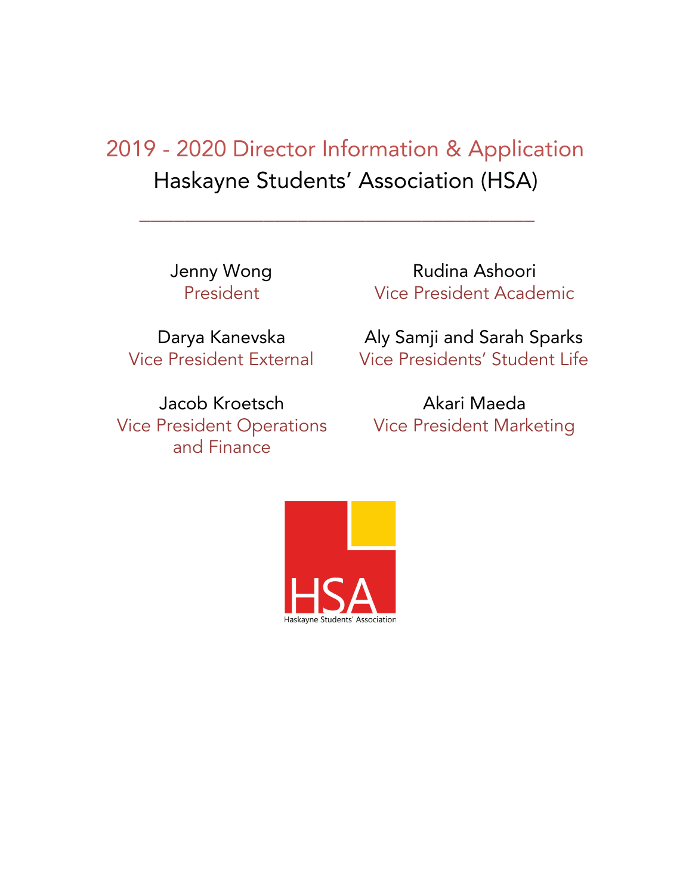# 2019 - 2020 Director Information & Application

## Haskayne Students' Association (HSA)

---

Jenny Wong
President

Rudina Ashoori
Vice President Academic

Darya Kanevska
Vice President External

Aly Samji and Sarah Sparks
Vice Presidents' Student Life

Jacob Kroetsch
Vice President Operations and Finance

Akari Maeda
Vice President Marketing

HSA
Haskayne Students' Association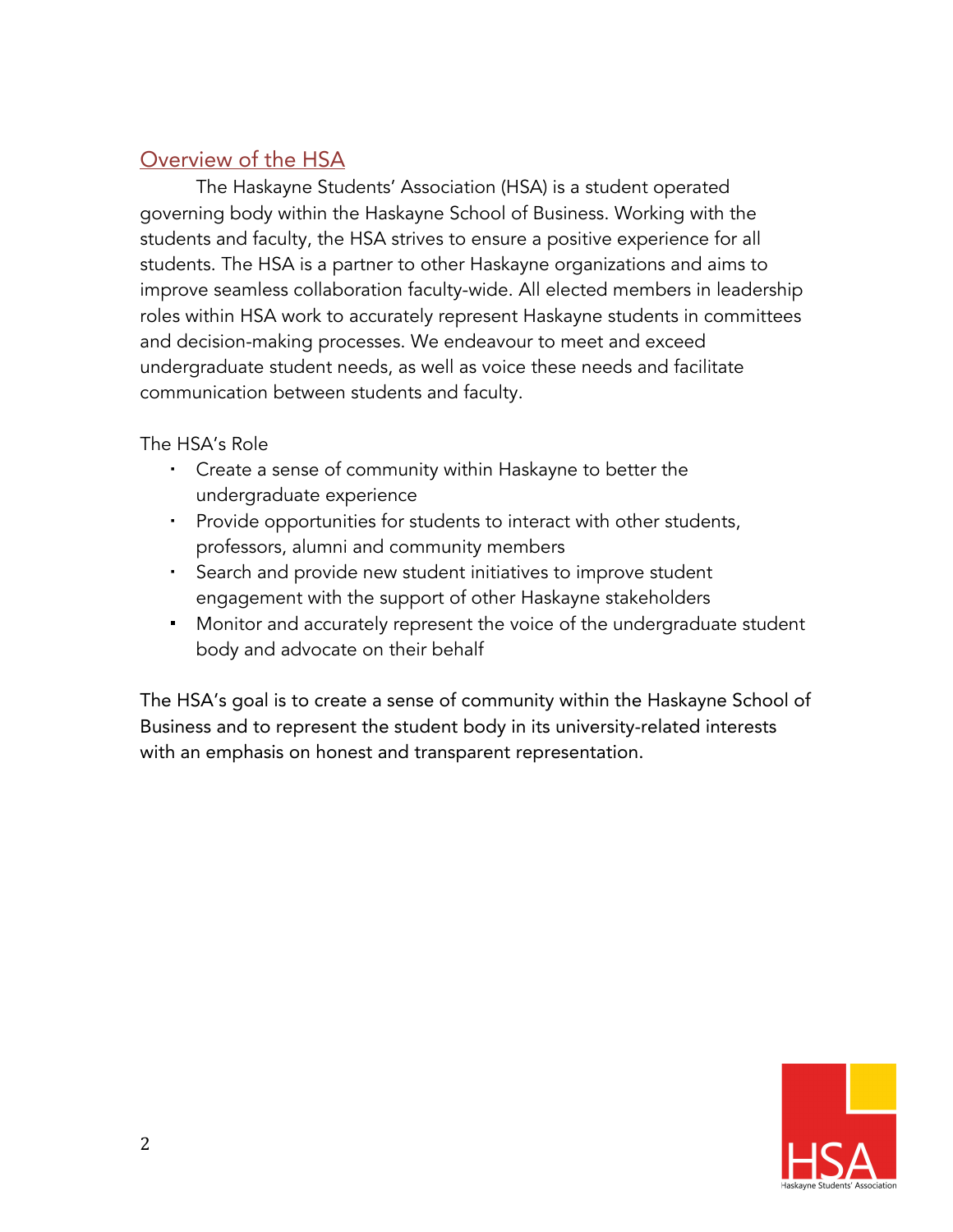## Overview of the HSA

The Haskayne Students' Association (HSA) is a student operated governing body within the Haskayne School of Business. Working with the students and faculty, the HSA strives to ensure a positive experience for all students. The HSA is a partner to other Haskayne organizations and aims to improve seamless collaboration faculty-wide. All elected members in leadership roles within HSA work to accurately represent Haskayne students in committees and decision-making processes. We endeavour to meet and exceed undergraduate student needs, as well as voice these needs and facilitate communication between students and faculty.

The HSA's Role

- Create a sense of community within Haskayne to better the undergraduate experience
- Provide opportunities for students to interact with other students, professors, alumni and community members
- Search and provide new student initiatives to improve student engagement with the support of other Haskayne stakeholders
- Monitor and accurately represent the voice of the undergraduate student body and advocate on their behalf

The HSA's goal is to create a sense of community within the Haskayne School of Business and to represent the student body in its university-related interests with an emphasis on honest and transparent representation.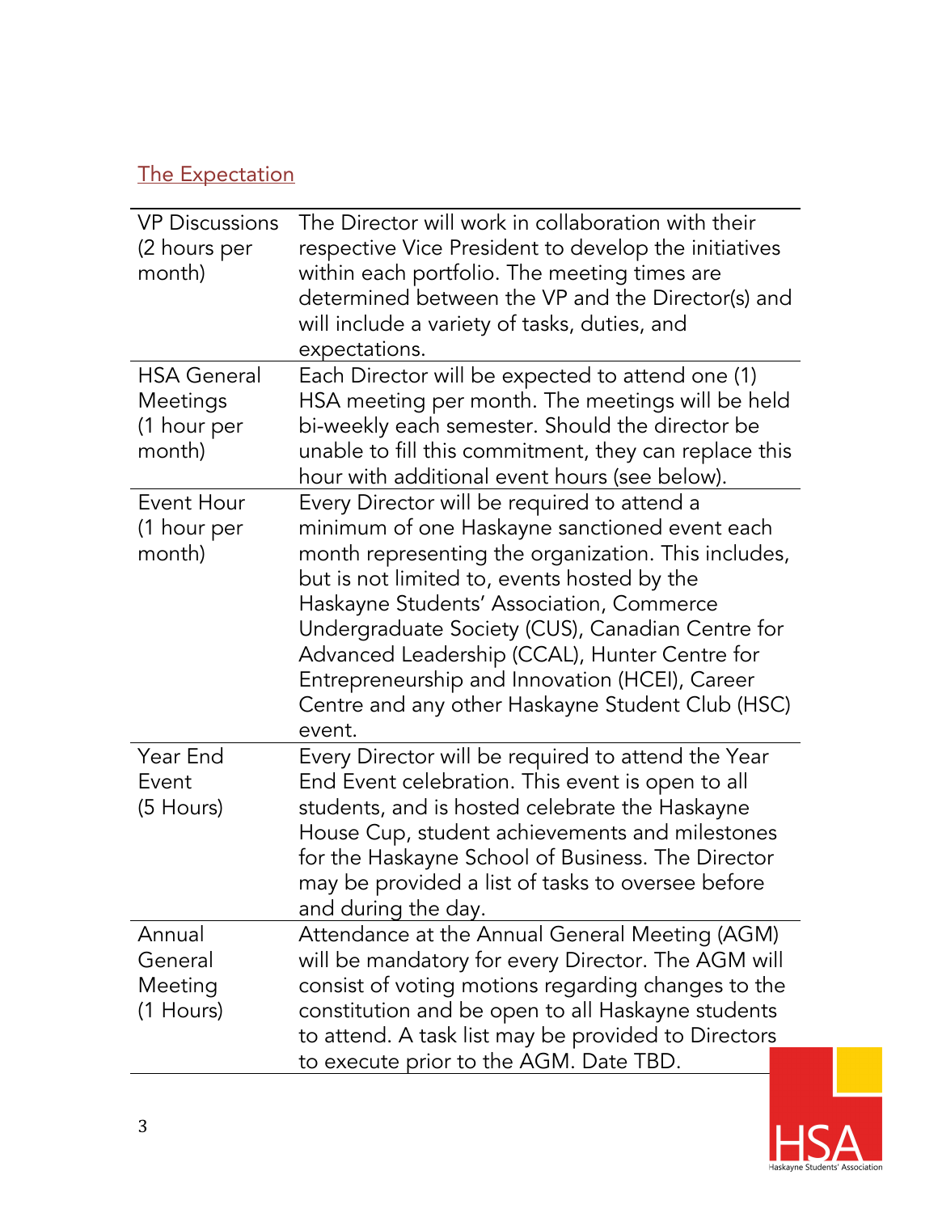## The Expectation

| | |
|---|---|
| VP Discussions (2 hours per month) | The Director will work in collaboration with their respective Vice President to develop the initiatives within each portfolio. The meeting times are determined between the VP and the Director(s) and will include a variety of tasks, duties, and expectations. |
| HSA General Meetings (1 hour per month) | Each Director will be expected to attend one (1) HSA meeting per month. The meetings will be held bi-weekly each semester. Should the director be unable to fill this commitment, they can replace this hour with additional event hours (see below). |
| Event Hour (1 hour per month) | Every Director will be required to attend a minimum of one Haskayne sanctioned event each month representing the organization. This includes, but is not limited to, events hosted by the Haskayne Students' Association, Commerce Undergraduate Society (CUS), Canadian Centre for Advanced Leadership (CCAL), Hunter Centre for Entrepreneurship and Innovation (HCEI), Career Centre and any other Haskayne Student Club (HSC) event. |
| Year End Event (5 Hours) | Every Director will be required to attend the Year End Event celebration. This event is open to all students, and is hosted celebrate the Haskayne House Cup, student achievements and milestones for the Haskayne School of Business. The Director may be provided a list of tasks to oversee before and during the day. |
| Annual General Meeting (1 Hours) | Attendance at the Annual General Meeting (AGM) will be mandatory for every Director. The AGM will consist of voting motions regarding changes to the constitution and be open to all Haskayne students to attend. A task list may be provided to Directors to execute prior to the AGM. Date TBD. |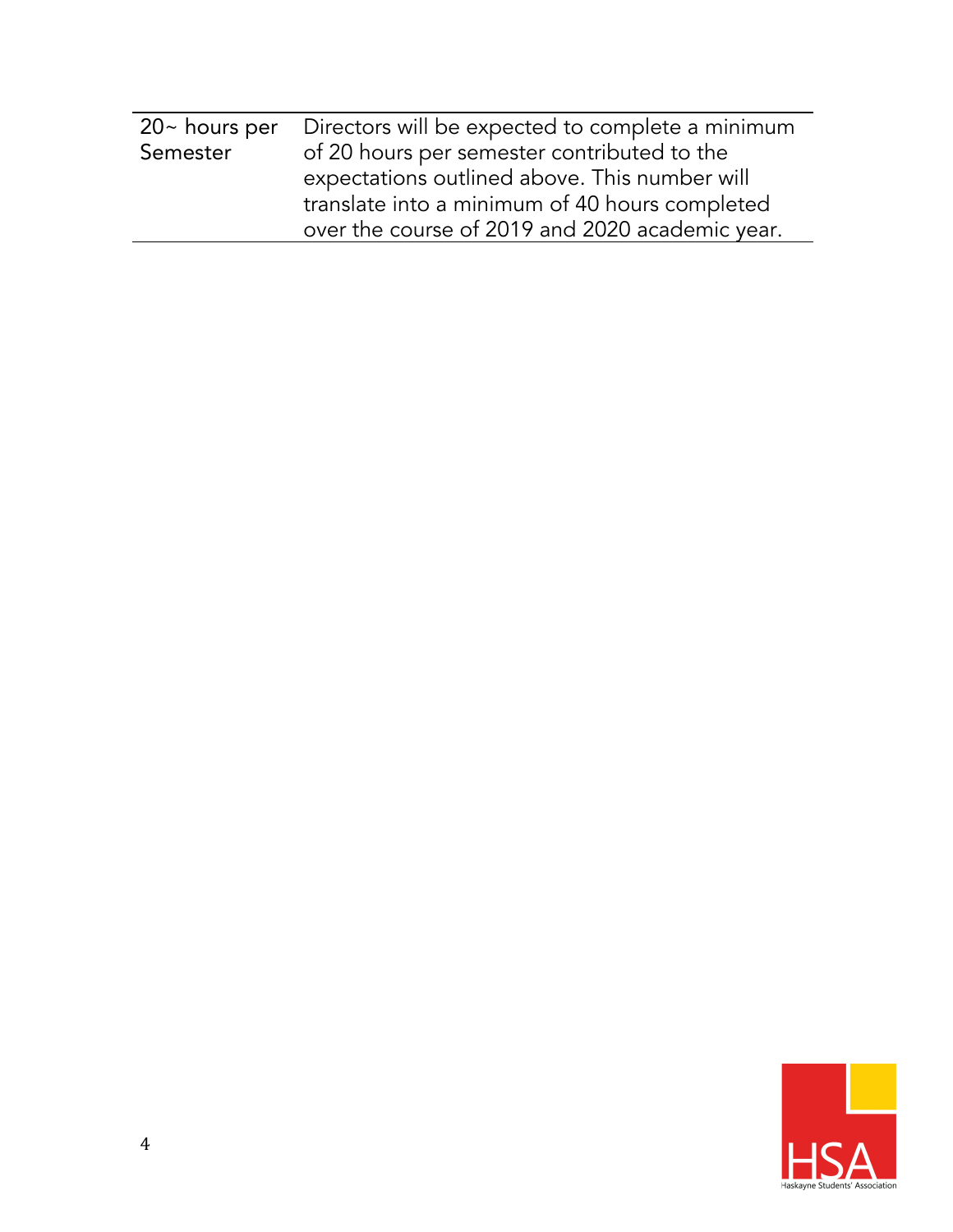| | |
|---|---|
| 20~ hours per Semester | Directors will be expected to complete a minimum of 20 hours per semester contributed to the expectations outlined above. This number will translate into a minimum of 40 hours completed over the course of 2019 and 2020 academic year. |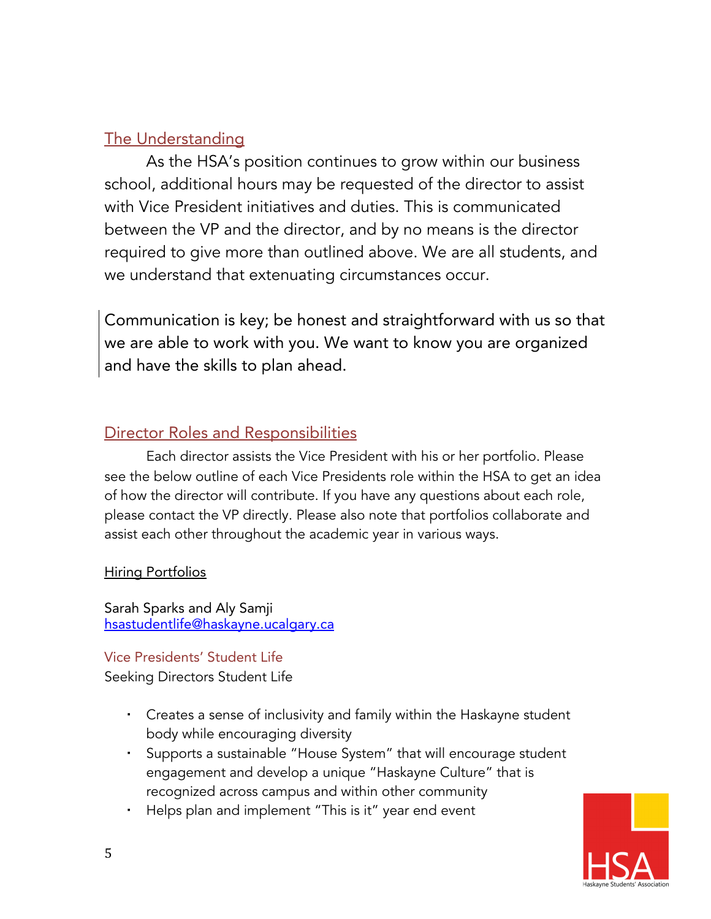## The Understanding

As the HSA's position continues to grow within our business school, additional hours may be requested of the director to assist with Vice President initiatives and duties. This is communicated between the VP and the director, and by no means is the director required to give more than outlined above. We are all students, and we understand that extenuating circumstances occur.

Communication is key; be honest and straightforward with us so that we are able to work with you. We want to know you are organized and have the skills to plan ahead.

## Director Roles and Responsibilities

Each director assists the Vice President with his or her portfolio. Please see the below outline of each Vice Presidents role within the HSA to get an idea of how the director will contribute. If you have any questions about each role, please contact the VP directly. Please also note that portfolios collaborate and assist each other throughout the academic year in various ways.

### Hiring Portfolios

Sarah Sparks and Aly Samji
hsastudentlife@haskayne.ucalgary.ca

#### Vice Presidents' Student Life

Seeking Directors Student Life

- Creates a sense of inclusivity and family within the Haskayne student body while encouraging diversity
- Supports a sustainable "House System" that will encourage student engagement and develop a unique "Haskayne Culture" that is recognized across campus and within other community
- Helps plan and implement "This is it" year end event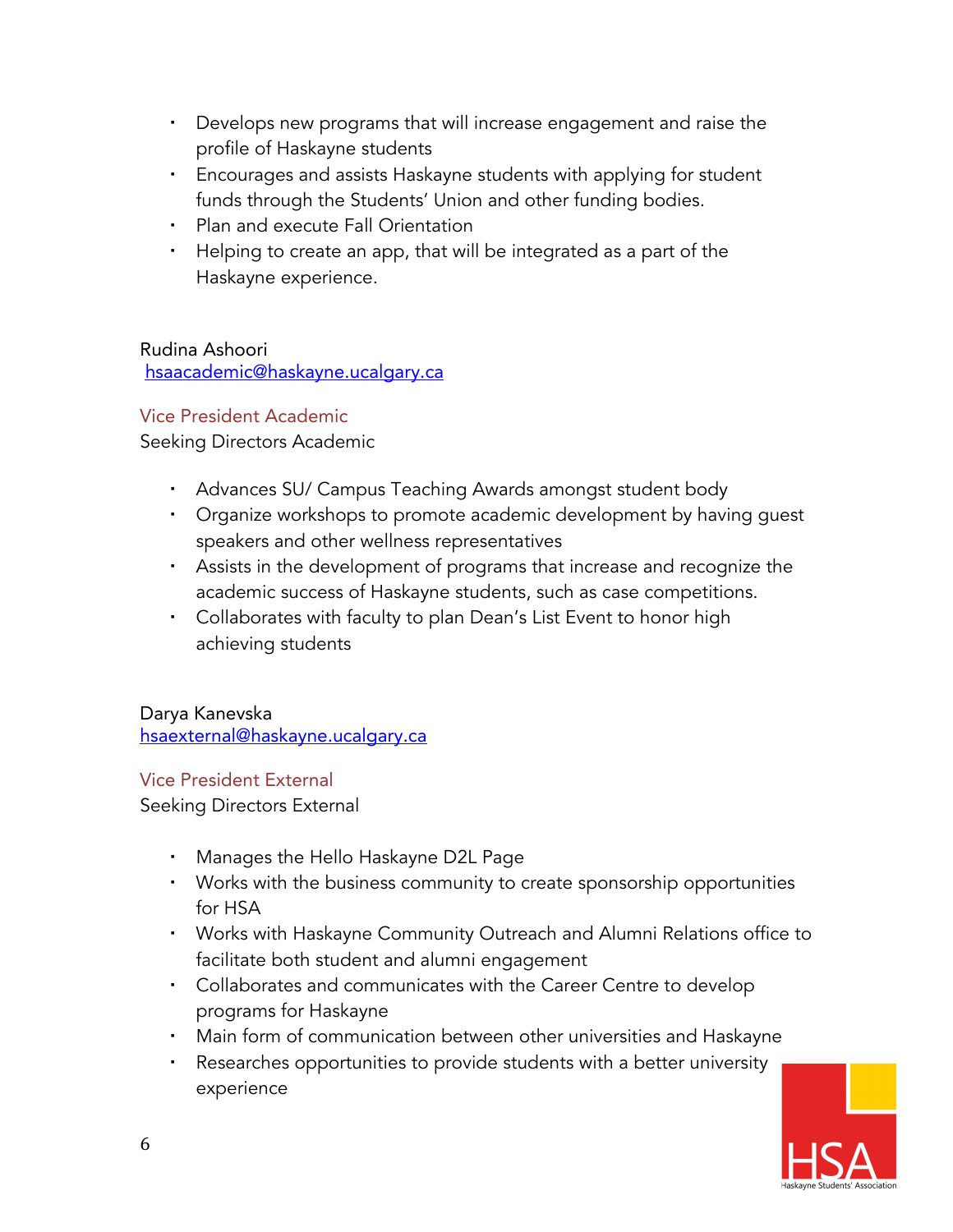- Develops new programs that will increase engagement and raise the profile of Haskayne students
- Encourages and assists Haskayne students with applying for student funds through the Students' Union and other funding bodies.
- Plan and execute Fall Orientation
- Helping to create an app, that will be integrated as a part of the Haskayne experience.

Rudina Ashoori
hsaacademic@haskayne.ucalgary.ca

### Vice President Academic

Seeking Directors Academic

- Advances SU/ Campus Teaching Awards amongst student body
- Organize workshops to promote academic development by having guest speakers and other wellness representatives
- Assists in the development of programs that increase and recognize the academic success of Haskayne students, such as case competitions.
- Collaborates with faculty to plan Dean's List Event to honor high achieving students

Darya Kanevska
hsaexternal@haskayne.ucalgary.ca

### Vice President External

Seeking Directors External

- Manages the Hello Haskayne D2L Page
- Works with the business community to create sponsorship opportunities for HSA
- Works with Haskayne Community Outreach and Alumni Relations office to facilitate both student and alumni engagement
- Collaborates and communicates with the Career Centre to develop programs for Haskayne
- Main form of communication between other universities and Haskayne
- Researches opportunities to provide students with a better university experience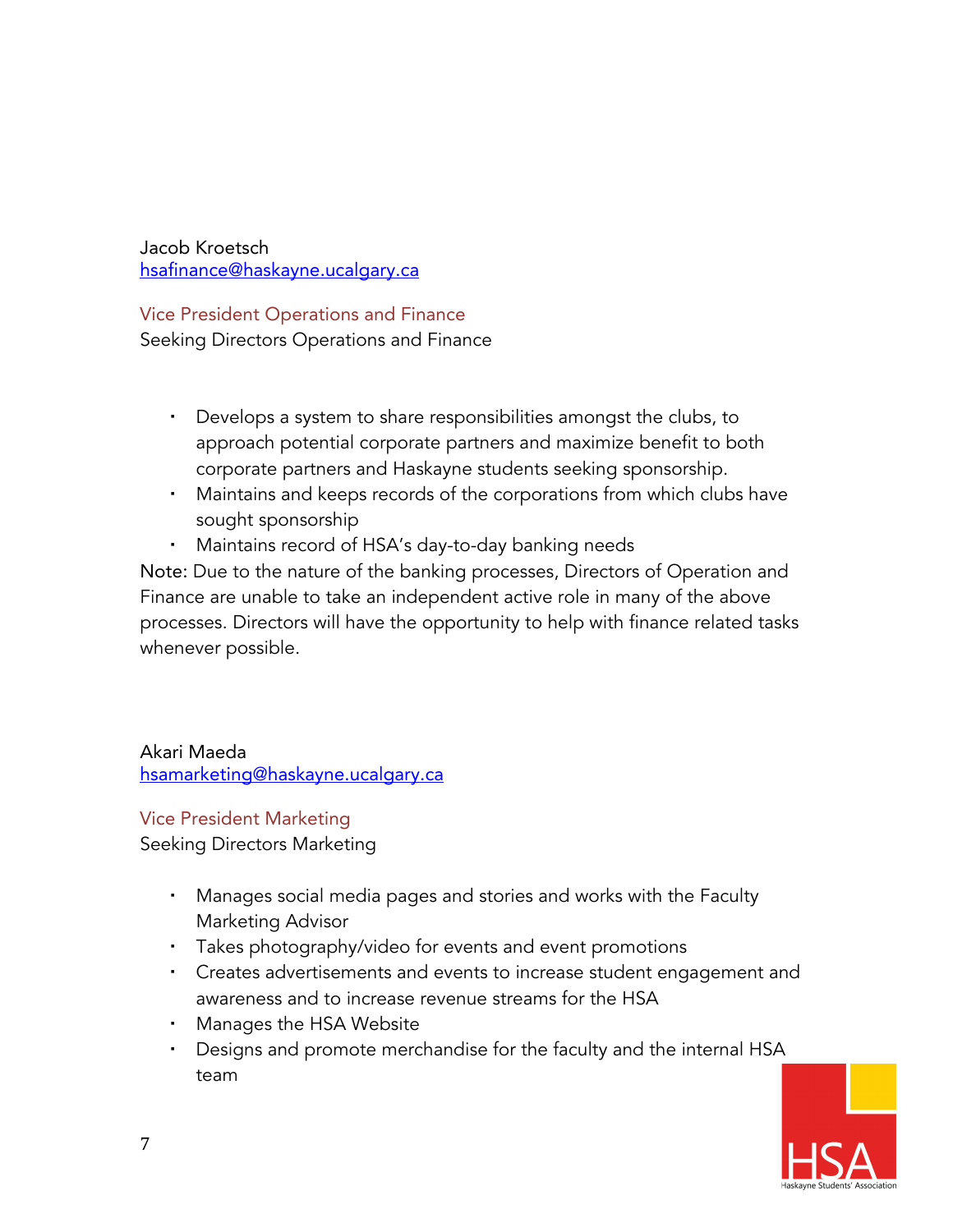Jacob Kroetsch
[hsafinance@haskayne.ucalgary.ca](mailto:hsafinance@haskayne.ucalgary.ca)

### Vice President Operations and Finance

Seeking Directors Operations and Finance

- Develops a system to share responsibilities amongst the clubs, to approach potential corporate partners and maximize benefit to both corporate partners and Haskayne students seeking sponsorship.
- Maintains and keeps records of the corporations from which clubs have sought sponsorship
- Maintains record of HSA's day-to-day banking needs

Note: Due to the nature of the banking processes, Directors of Operation and Finance are unable to take an independent active role in many of the above processes. Directors will have the opportunity to help with finance related tasks whenever possible.

Akari Maeda
[hsamarketing@haskayne.ucalgary.ca](mailto:hsamarketing@haskayne.ucalgary.ca)

### Vice President Marketing

Seeking Directors Marketing

- Manages social media pages and stories and works with the Faculty Marketing Advisor
- Takes photography/video for events and event promotions
- Creates advertisements and events to increase student engagement and awareness and to increase revenue streams for the HSA
- Manages the HSA Website
- Designs and promote merchandise for the faculty and the internal HSA team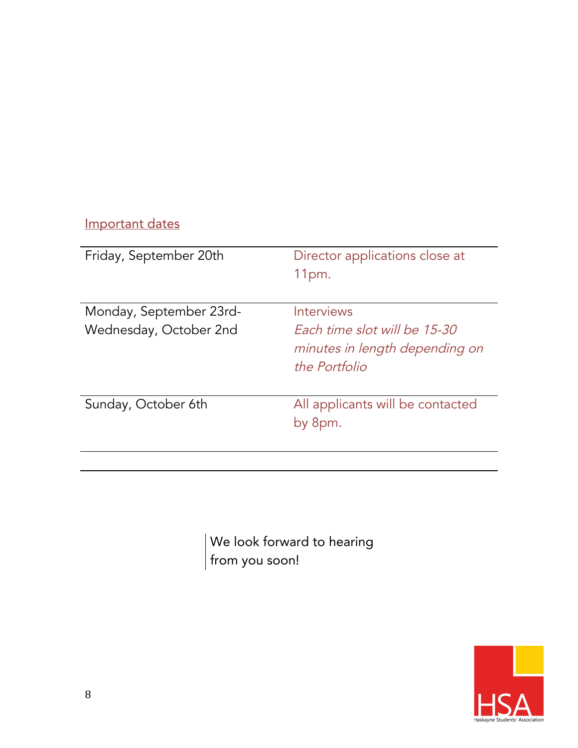Important dates

| | |
|---|---|
| Friday, September 20th | Director applications close at 11pm. |
| Monday, September 23rd-Wednesday, October 2nd | Interviews *Each time slot will be 15-30 minutes in length depending on the Portfolio* |
| Sunday, October 6th | All applicants will be contacted by 8pm. |

We look forward to hearing from you soon!